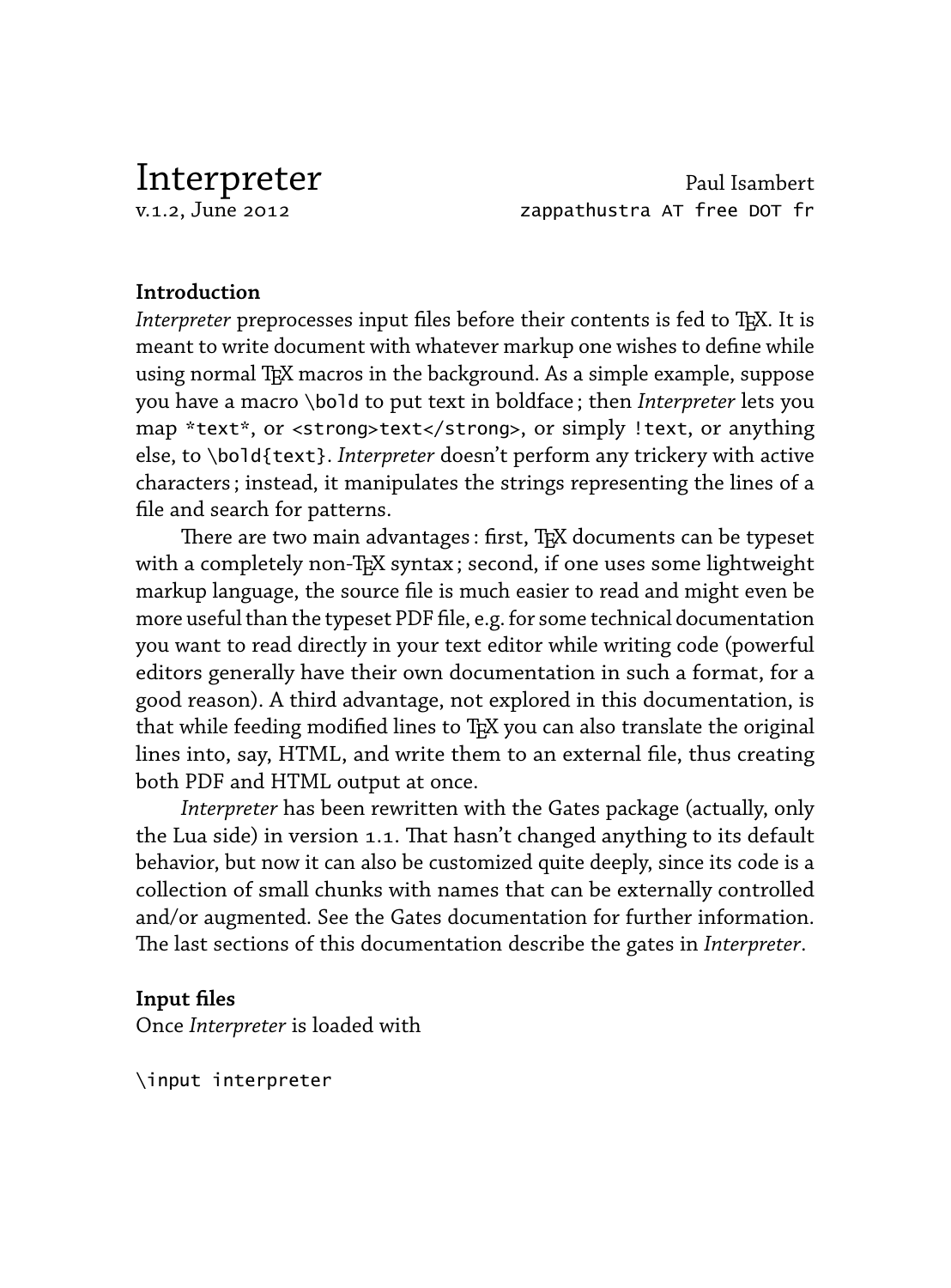# Interpreter

v.1.2, June 2012

Paul Isambert
`zappathustra AT free DOT fr`

## Introduction

*Interpreter* preprocesses input files before their contents is fed to TEX. It is meant to write document with whatever markup one wishes to define while using normal TEX macros in the background. As a simple example, suppose you have a macro `\bold` to put text in boldface ; then *Interpreter* lets you map `*text*`, or `<strong>text</strong>`, or simply `!text`, or anything else, to `\bold{text}`. *Interpreter* doesn't perform any trickery with active characters ; instead, it manipulates the strings representing the lines of a file and search for patterns.

There are two main advantages : first, TEX documents can be typeset with a completely non-TEX syntax ; second, if one uses some lightweight markup language, the source file is much easier to read and might even be more useful than the typeset PDF file, e.g. for some technical documentation you want to read directly in your text editor while writing code (powerful editors generally have their own documentation in such a format, for a good reason). A third advantage, not explored in this documentation, is that while feeding modified lines to TEX you can also translate the original lines into, say, HTML, and write them to an external file, thus creating both PDF and HTML output at once.

*Interpreter* has been rewritten with the Gates package (actually, only the Lua side) in version 1.1. That hasn't changed anything to its default behavior, but now it can also be customized quite deeply, since its code is a collection of small chunks with names that can be externally controlled and/or augmented. See the Gates documentation for further information. The last sections of this documentation describe the gates in *Interpreter*.

## Input files

Once *Interpreter* is loaded with

```
\input interpreter
```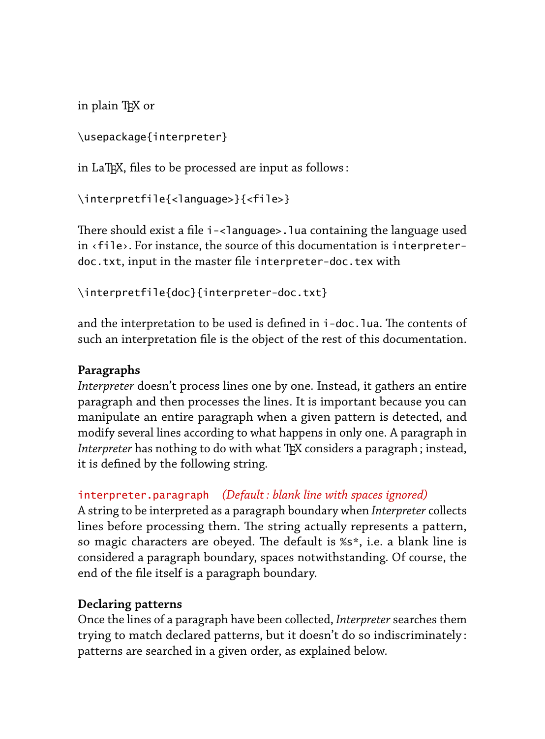in plain TeX or

```
\usepackage{interpreter}
```

in LaTeX, files to be processed are input as follows :

```
\interpretfile{<language>}{<file>}
```

There should exist a file `i-<language>.lua` containing the language used in ‹`file`›. For instance, the source of this documentation is `interpreter-doc.txt`, input in the master file `interpreter-doc.tex` with

```
\interpretfile{doc}{interpreter-doc.txt}
```

and the interpretation to be used is defined in `i-doc.lua`. The contents of such an interpretation file is the object of the rest of this documentation.

**Paragraphs**

*Interpreter* doesn't process lines one by one. Instead, it gathers an entire paragraph and then processes the lines. It is important because you can manipulate an entire paragraph when a given pattern is detected, and modify several lines according to what happens in only one. A paragraph in *Interpreter* has nothing to do with what TeX considers a paragraph ; instead, it is defined by the following string.

`interpreter.paragraph` *(Default : blank line with spaces ignored)*
A string to be interpreted as a paragraph boundary when *Interpreter* collects lines before processing them. The string actually represents a pattern, so magic characters are obeyed. The default is `%s*`, i.e. a blank line is considered a paragraph boundary, spaces notwithstanding. Of course, the end of the file itself is a paragraph boundary.

**Declaring patterns**

Once the lines of a paragraph have been collected, *Interpreter* searches them trying to match declared patterns, but it doesn't do so indiscriminately : patterns are searched in a given order, as explained below.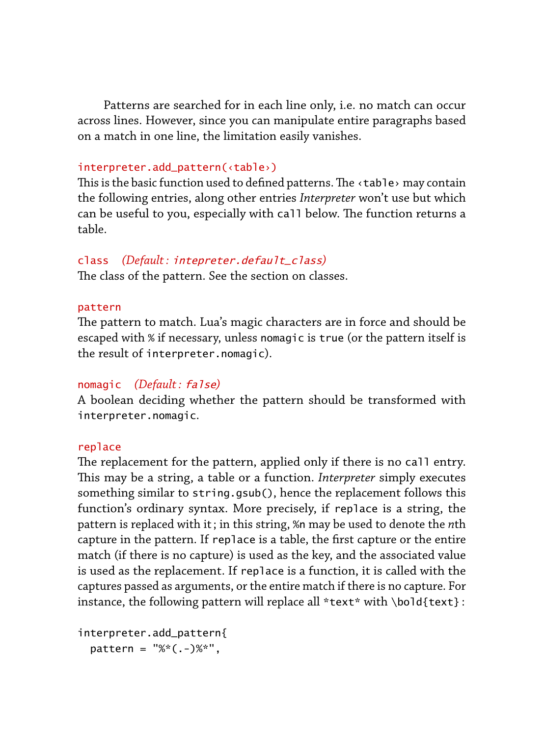Patterns are searched for in each line only, i.e. no match can occur across lines. However, since you can manipulate entire paragraphs based on a match in one line, the limitation easily vanishes.

`interpreter.add_pattern(‹table›)`
This is the basic function used to defined patterns. The `‹table›` may contain the following entries, along other entries *Interpreter* won't use but which can be useful to you, especially with `call` below. The function returns a table.

`class` *(Default: `intepreter.default_class`)*
The class of the pattern. See the section on classes.

`pattern`
The pattern to match. Lua's magic characters are in force and should be escaped with `%` if necessary, unless `nomagic` is `true` (or the pattern itself is the result of `interpreter.nomagic`).

`nomagic` *(Default: `false`)*
A boolean deciding whether the pattern should be transformed with `interpreter.nomagic`.

`replace`
The replacement for the pattern, applied only if there is no `call` entry. This may be a string, a table or a function. *Interpreter* simply executes something similar to `string.gsub()`, hence the replacement follows this function's ordinary syntax. More precisely, if `replace` is a string, the pattern is replaced with it; in this string, `%n` may be used to denote the *n*th capture in the pattern. If `replace` is a table, the first capture or the entire match (if there is no capture) is used as the key, and the associated value is used as the replacement. If `replace` is a function, it is called with the captures passed as arguments, or the entire match if there is no capture. For instance, the following pattern will replace all `*text*` with `\bold{text}`:

```
interpreter.add_pattern{
  pattern = "%*(.-)%*",
```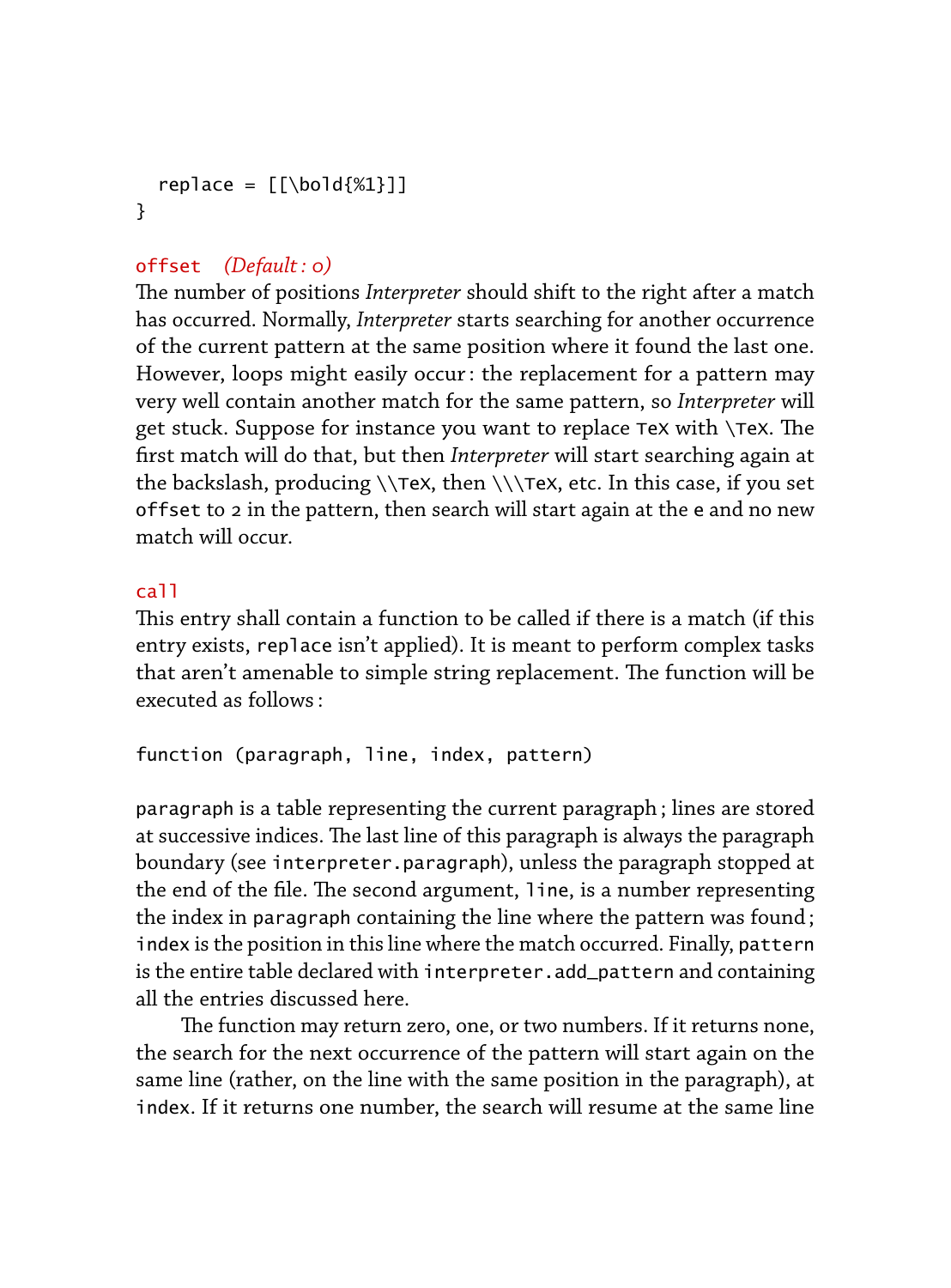```
  replace = [[\bold{%1}]]
}
```

`offset` *(Default : 0)*
The number of positions *Interpreter* should shift to the right after a match has occurred. Normally, *Interpreter* starts searching for another occurrence of the current pattern at the same position where it found the last one. However, loops might easily occur : the replacement for a pattern may very well contain another match for the same pattern, so *Interpreter* will get stuck. Suppose for instance you want to replace `TeX` with `\TeX`. The first match will do that, but then *Interpreter* will start searching again at the backslash, producing `\\TeX`, then `\\\TeX`, etc. In this case, if you set `offset` to 2 in the pattern, then search will start again at the `e` and no new match will occur.

`call`
This entry shall contain a function to be called if there is a match (if this entry exists, `replace` isn't applied). It is meant to perform complex tasks that aren't amenable to simple string replacement. The function will be executed as follows :

```
function (paragraph, line, index, pattern)
```

`paragraph` is a table representing the current paragraph ; lines are stored at successive indices. The last line of this paragraph is always the paragraph boundary (see `interpreter.paragraph`), unless the paragraph stopped at the end of the file. The second argument, `line`, is a number representing the index in `paragraph` containing the line where the pattern was found ; `index` is the position in this line where the match occurred. Finally, `pattern` is the entire table declared with `interpreter.add_pattern` and containing all the entries discussed here.

The function may return zero, one, or two numbers. If it returns none, the search for the next occurrence of the pattern will start again on the same line (rather, on the line with the same position in the paragraph), at `index`. If it returns one number, the search will resume at the same line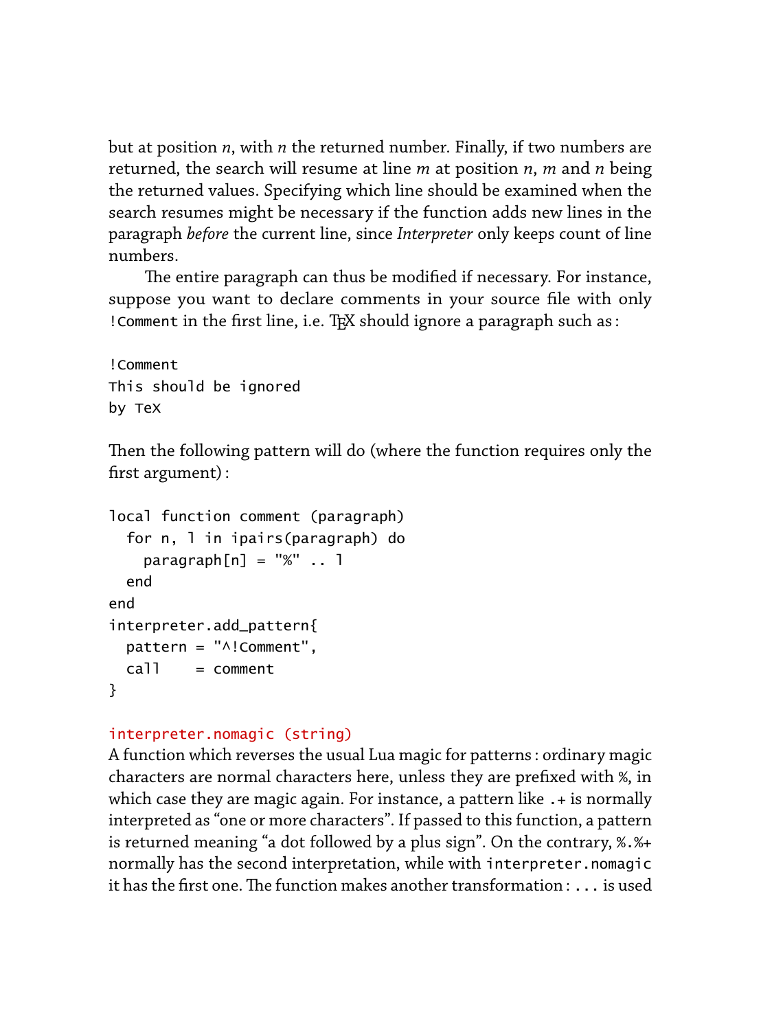but at position *n*, with *n* the returned number. Finally, if two numbers are returned, the search will resume at line *m* at position *n*, *m* and *n* being the returned values. Specifying which line should be examined when the search resumes might be necessary if the function adds new lines in the paragraph *before* the current line, since *Interpreter* only keeps count of line numbers.

The entire paragraph can thus be modified if necessary. For instance, suppose you want to declare comments in your source file with only `!Comment` in the first line, i.e. TeX should ignore a paragraph such as :

```
!Comment
This should be ignored
by TeX
```

Then the following pattern will do (where the function requires only the first argument) :

```
local function comment (paragraph)
  for n, l in ipairs(paragraph) do
    paragraph[n] = "%" .. l
  end
end
interpreter.add_pattern{
  pattern = "^!Comment",
  call    = comment
}
```

`interpreter.nomagic (string)`

A function which reverses the usual Lua magic for patterns : ordinary magic characters are normal characters here, unless they are prefixed with `%`, in which case they are magic again. For instance, a pattern like `.+` is normally interpreted as "one or more characters". If passed to this function, a pattern is returned meaning "a dot followed by a plus sign". On the contrary, `%.%+` normally has the second interpretation, while with `interpreter.nomagic` it has the first one. The function makes another transformation : `...` is used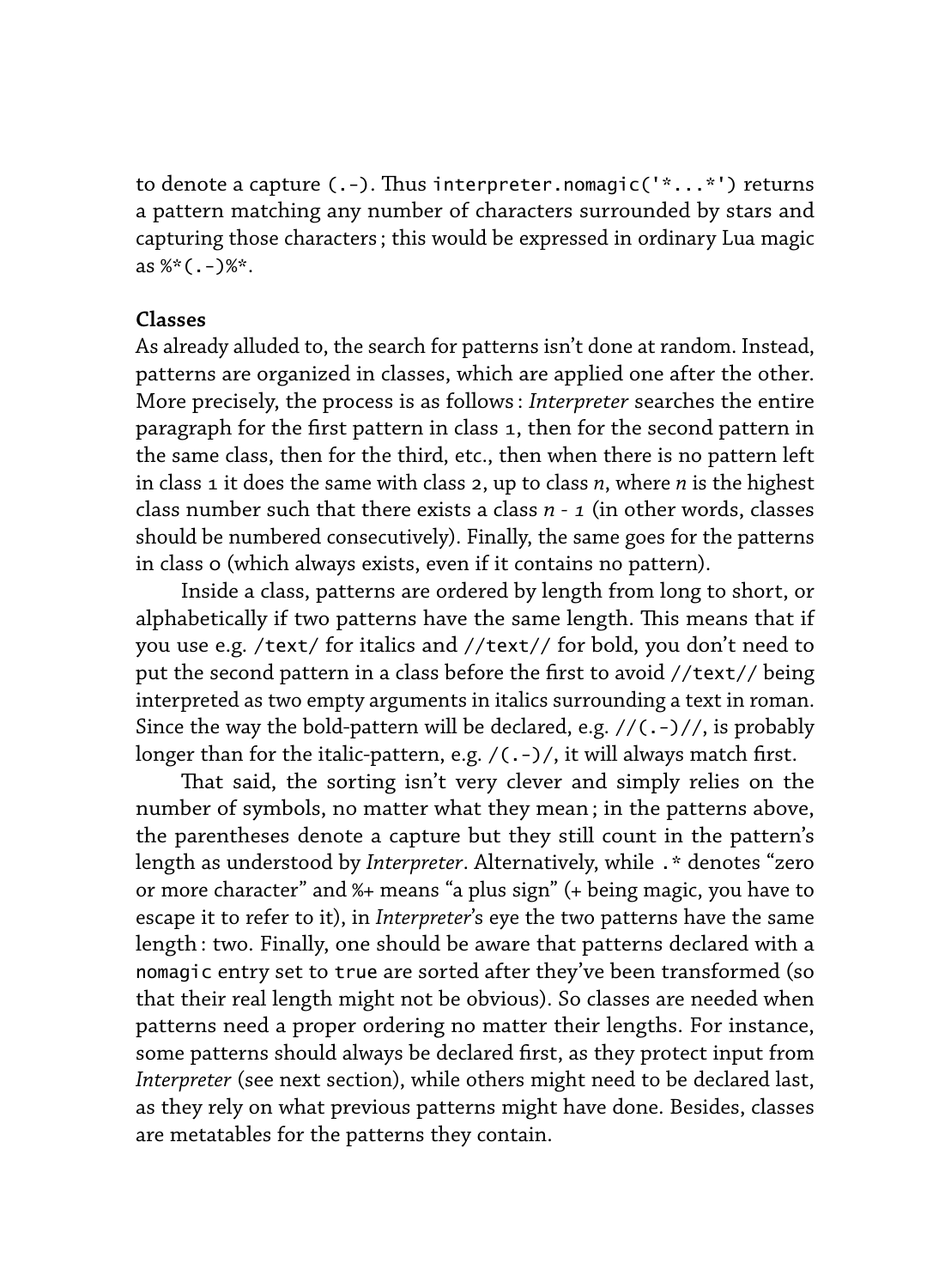to denote a capture `(.-)`. Thus `interpreter.nomagic('*...*')` returns a pattern matching any number of characters surrounded by stars and capturing those characters ; this would be expressed in ordinary Lua magic as `%*(.-)%*`.

**Classes**

As already alluded to, the search for patterns isn't done at random. Instead, patterns are organized in classes, which are applied one after the other. More precisely, the process is as follows : *Interpreter* searches the entire paragraph for the first pattern in class 1, then for the second pattern in the same class, then for the third, etc., then when there is no pattern left in class 1 it does the same with class 2, up to class *n*, where *n* is the highest class number such that there exists a class *n - 1* (in other words, classes should be numbered consecutively). Finally, the same goes for the patterns in class 0 (which always exists, even if it contains no pattern).

Inside a class, patterns are ordered by length from long to short, or alphabetically if two patterns have the same length. This means that if you use e.g. `/text/` for italics and `//text//` for bold, you don't need to put the second pattern in a class before the first to avoid `//text//` being interpreted as two empty arguments in italics surrounding a text in roman. Since the way the bold-pattern will be declared, e.g. `//(.-)//`, is probably longer than for the italic-pattern, e.g. `/(.-)/`, it will always match first.

That said, the sorting isn't very clever and simply relies on the number of symbols, no matter what they mean ; in the patterns above, the parentheses denote a capture but they still count in the pattern's length as understood by *Interpreter*. Alternatively, while `.*` denotes "zero or more character" and `%+` means "a plus sign" (`+` being magic, you have to escape it to refer to it), in *Interpreter*'s eye the two patterns have the same length : two. Finally, one should be aware that patterns declared with a `nomagic` entry set to `true` are sorted after they've been transformed (so that their real length might not be obvious). So classes are needed when patterns need a proper ordering no matter their lengths. For instance, some patterns should always be declared first, as they protect input from *Interpreter* (see next section), while others might need to be declared last, as they rely on what previous patterns might have done. Besides, classes are metatables for the patterns they contain.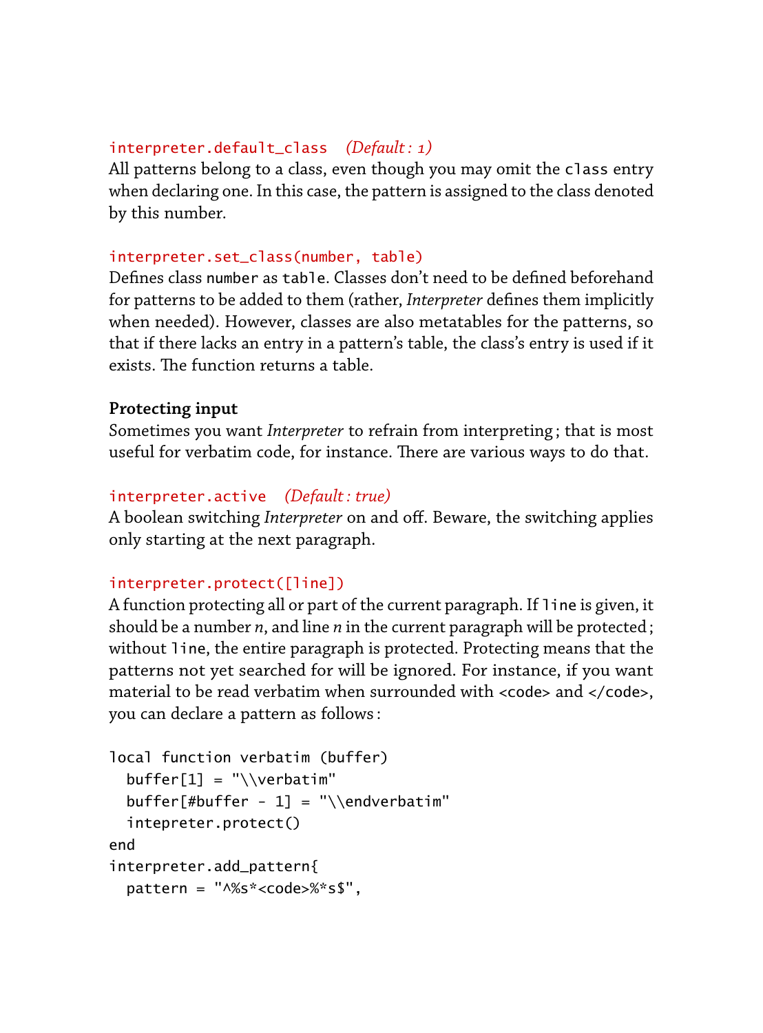`interpreter.default_class` *(Default : 1)*
All patterns belong to a class, even though you may omit the `class` entry when declaring one. In this case, the pattern is assigned to the class denoted by this number.

`interpreter.set_class(number, table)`
Defines class `number` as `table`. Classes don't need to be defined beforehand for patterns to be added to them (rather, *Interpreter* defines them implicitly when needed). However, classes are also metatables for the patterns, so that if there lacks an entry in a pattern's table, the class's entry is used if it exists. The function returns a table.

**Protecting input**

Sometimes you want *Interpreter* to refrain from interpreting ; that is most useful for verbatim code, for instance. There are various ways to do that.

`interpreter.active` *(Default : true)*
A boolean switching *Interpreter* on and off. Beware, the switching applies only starting at the next paragraph.

`interpreter.protect([line])`
A function protecting all or part of the current paragraph. If `line` is given, it should be a number *n*, and line *n* in the current paragraph will be protected ; without `line`, the entire paragraph is protected. Protecting means that the patterns not yet searched for will be ignored. For instance, if you want material to be read verbatim when surrounded with `<code>` and `</code>`, you can declare a pattern as follows :

```
local function verbatim (buffer)
  buffer[1] = "\\verbatim"
  buffer[#buffer - 1] = "\\endverbatim"
  intepreter.protect()
end
interpreter.add_pattern{
  pattern = "^%s*<code>%*s$",
```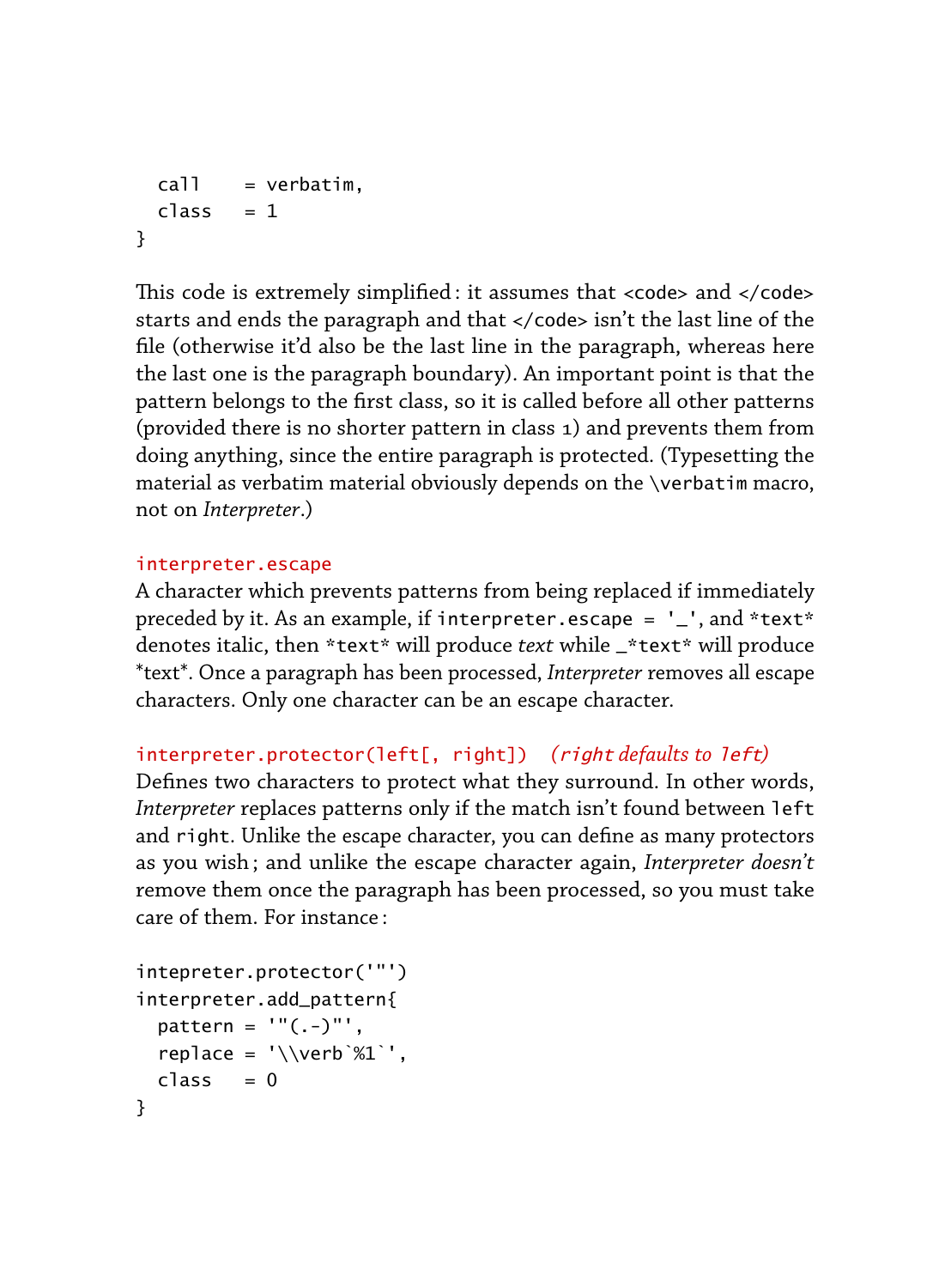```
  call    = verbatim,
  class   = 1
}
```

This code is extremely simplified: it assumes that `<code>` and `</code>` starts and ends the paragraph and that `</code>` isn't the last line of the file (otherwise it'd also be the last line in the paragraph, whereas here the last one is the paragraph boundary). An important point is that the pattern belongs to the first class, so it is called before all other patterns (provided there is no shorter pattern in class 1) and prevents them from doing anything, since the entire paragraph is protected. (Typesetting the material as verbatim material obviously depends on the `\verbatim` macro, not on *Interpreter*.)

`interpreter.escape`

A character which prevents patterns from being replaced if immediately preceded by it. As an example, if `interpreter.escape = '_'`, and `*text*` denotes italic, then `*text*` will produce *text* while `_*text*` will produce *text*. Once a paragraph has been processed, *Interpreter* removes all escape characters. Only one character can be an escape character.

`interpreter.protector(left[, right])` *(right defaults to `left`)*

Defines two characters to protect what they surround. In other words, *Interpreter* replaces patterns only if the match isn't found between `left` and `right`. Unlike the escape character, you can define as many protectors as you wish; and unlike the escape character again, *Interpreter doesn't* remove them once the paragraph has been processed, so you must take care of them. For instance:

```
intepreter.protector('"')
interpreter.add_pattern{
  pattern = '"(.-)"',
  replace = '\\verb`%1`',
  class   = 0
}
```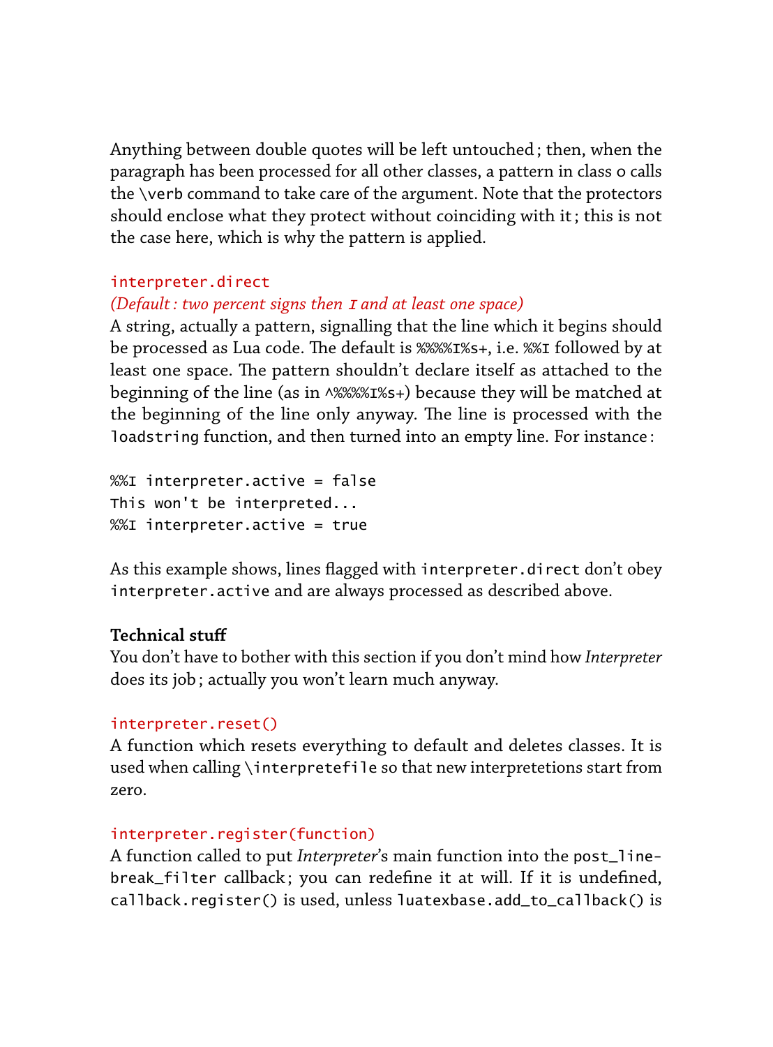Anything between double quotes will be left untouched ; then, when the paragraph has been processed for all other classes, a pattern in class `o` calls the `\verb` command to take care of the argument. Note that the protectors should enclose what they protect without coinciding with it ; this is not the case here, which is why the pattern is applied.

`interpreter.direct`
*(Default : two percent signs then `I` and at least one space)*
A string, actually a pattern, signalling that the line which it begins should be processed as Lua code. The default is `%%%%I%s+`, i.e. `%%I` followed by at least one space. The pattern shouldn't declare itself as attached to the beginning of the line (as in `^%%%%I%s+`) because they will be matched at the beginning of the line only anyway. The line is processed with the `loadstring` function, and then turned into an empty line. For instance :

```
%%I interpreter.active = false
This won't be interpreted...
%%I interpreter.active = true
```

As this example shows, lines flagged with `interpreter.direct` don't obey `interpreter.active` and are always processed as described above.

**Technical stuff**
You don't have to bother with this section if you don't mind how *Interpreter* does its job ; actually you won't learn much anyway.

`interpreter.reset()`
A function which resets everything to default and deletes classes. It is used when calling `\interpretefile` so that new interpretetions start from zero.

`interpreter.register(function)`
A function called to put *Interpreter*'s main function into the `post_linebreak_filter` callback ; you can redefine it at will. If it is undefined, `callback.register()` is used, unless `luatexbase.add_to_callback()` is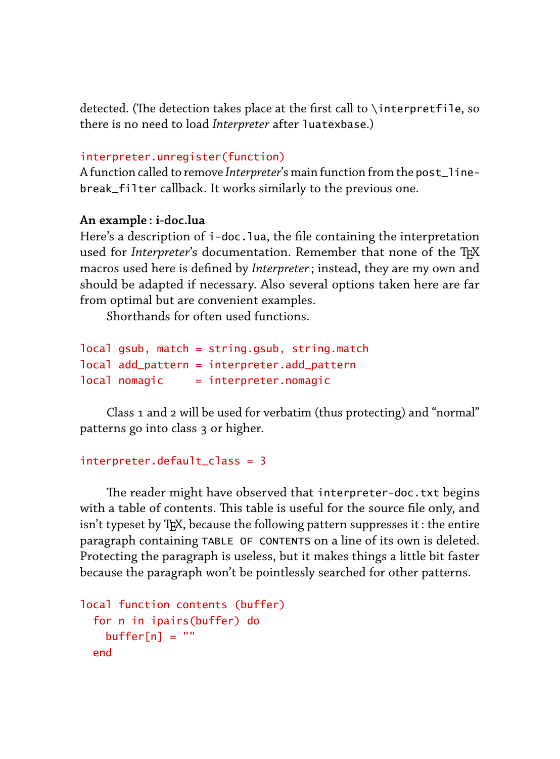detected. (The detection takes place at the first call to `\interpretfile`, so there is no need to load *Interpreter* after `luatexbase`.)

`interpreter.unregister(function)`
A function called to remove *Interpreter*'s main function from the `post_linebreak_filter` callback. It works similarly to the previous one.

**An example : i-doc.lua**
Here's a description of `i-doc.lua`, the file containing the interpretation used for *Interpreter*'s documentation. Remember that none of the TEX macros used here is defined by *Interpreter* ; instead, they are my own and should be adapted if necessary. Also several options taken here are far from optimal but are convenient examples.

Shorthands for often used functions.

```
local gsub, match = string.gsub, string.match
local add_pattern = interpreter.add_pattern
local nomagic     = interpreter.nomagic
```

Class 1 and 2 will be used for verbatim (thus protecting) and "normal" patterns go into class 3 or higher.

```
interpreter.default_class = 3
```

The reader might have observed that `interpreter-doc.txt` begins with a table of contents. This table is useful for the source file only, and isn't typeset by TEX, because the following pattern suppresses it : the entire paragraph containing `TABLE OF CONTENTS` on a line of its own is deleted. Protecting the paragraph is useless, but it makes things a little bit faster because the paragraph won't be pointlessly searched for other patterns.

```
local function contents (buffer)
  for n in ipairs(buffer) do
    buffer[n] = ""
  end
```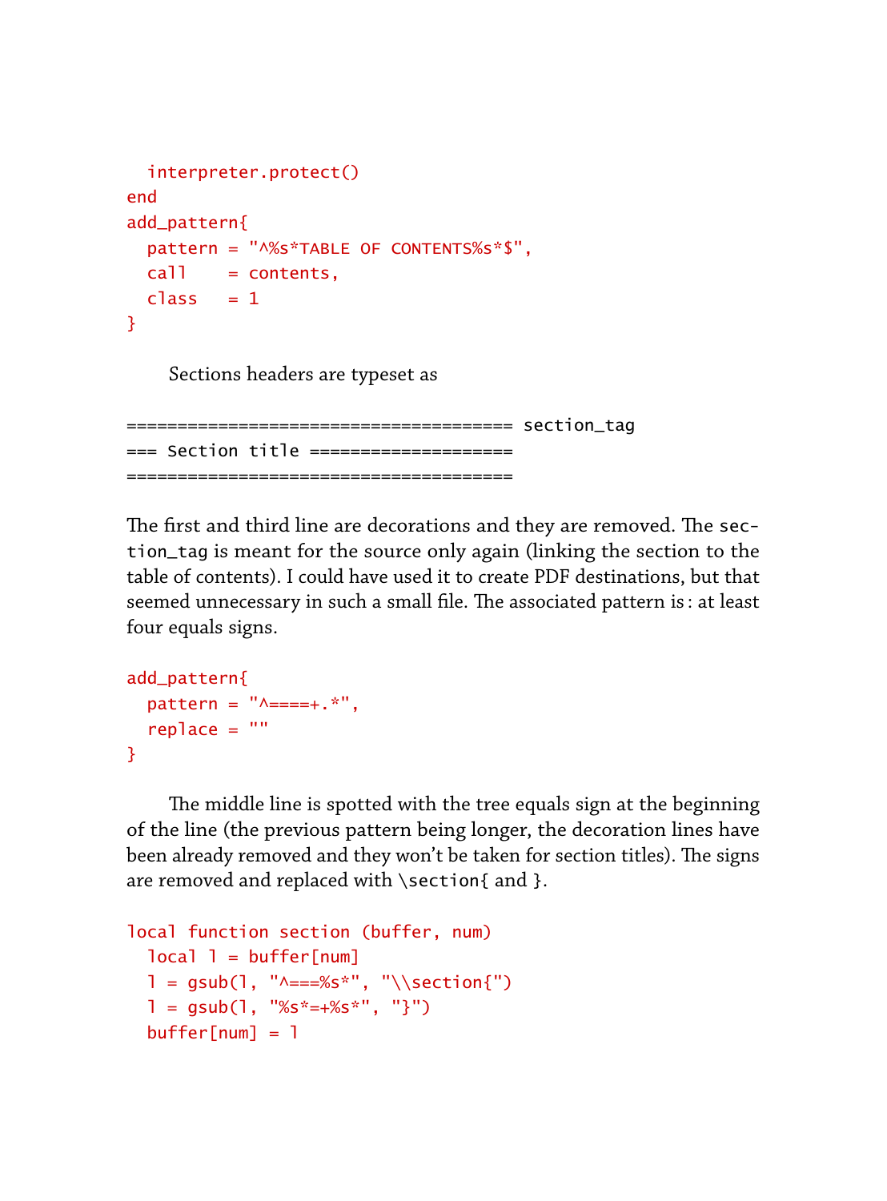```
  interpreter.protect()
end
add_pattern{
  pattern = "^%s*TABLE OF CONTENTS%s*$",
  call    = contents,
  class   = 1
}
```

Sections headers are typeset as

```
===================================== section_tag
=== Section title ===================
=====================================
```

The first and third line are decorations and they are removed. The `section_tag` is meant for the source only again (linking the section to the table of contents). I could have used it to create PDF destinations, but that seemed unnecessary in such a small file. The associated pattern is : at least four equals signs.

```
add_pattern{
  pattern = "^====+.*",
  replace = ""
}
```

The middle line is spotted with the tree equals sign at the beginning of the line (the previous pattern being longer, the decoration lines have been already removed and they won't be taken for section titles). The signs are removed and replaced with `\section{` and `}`.

```
local function section (buffer, num)
  local l = buffer[num]
  l = gsub(l, "^===%s*", "\\section{")
  l = gsub(l, "%s*=+%s*", "}")
  buffer[num] = l
```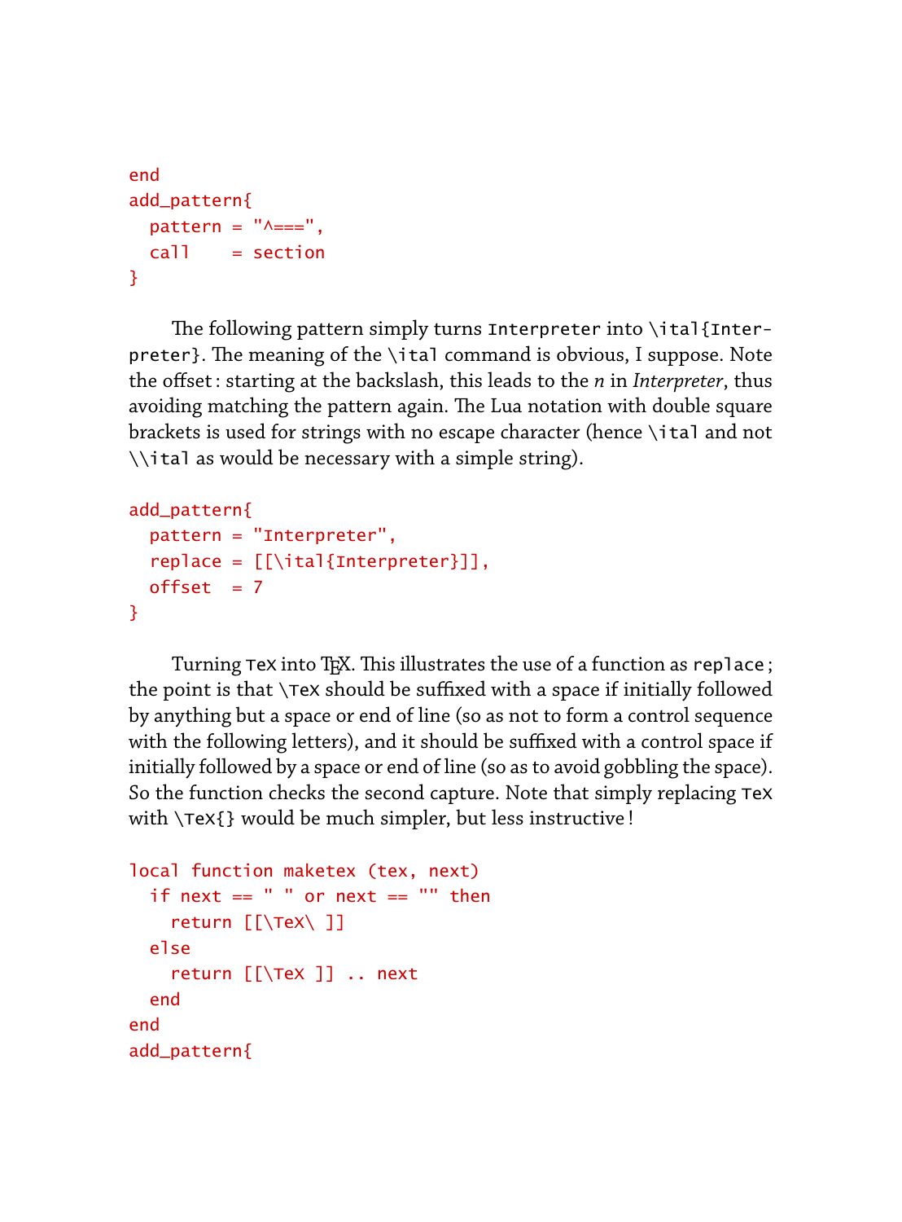```
end
add_pattern{
  pattern = "^===",
  call    = section
}
```

The following pattern simply turns `Interpreter` into `\ital{Interpreter}`. The meaning of the `\ital` command is obvious, I suppose. Note the offset : starting at the backslash, this leads to the *n* in *Interpreter*, thus avoiding matching the pattern again. The Lua notation with double square brackets is used for strings with no escape character (hence `\ital` and not `\\ital` as would be necessary with a simple string).

```
add_pattern{
  pattern = "Interpreter",
  replace = [[\ital{Interpreter}]],
  offset  = 7
}
```

Turning `TeX` into TeX. This illustrates the use of a function as `replace` ; the point is that `\TeX` should be suffixed with a space if initially followed by anything but a space or end of line (so as not to form a control sequence with the following letters), and it should be suffixed with a control space if initially followed by a space or end of line (so as to avoid gobbling the space). So the function checks the second capture. Note that simply replacing `TeX` with `\TeX{}` would be much simpler, but less instructive !

```
local function maketex (tex, next)
  if next == " " or next == "" then
    return [[\TeX\ ]]
  else
    return [[\TeX ]] .. next
  end
end
add_pattern{
```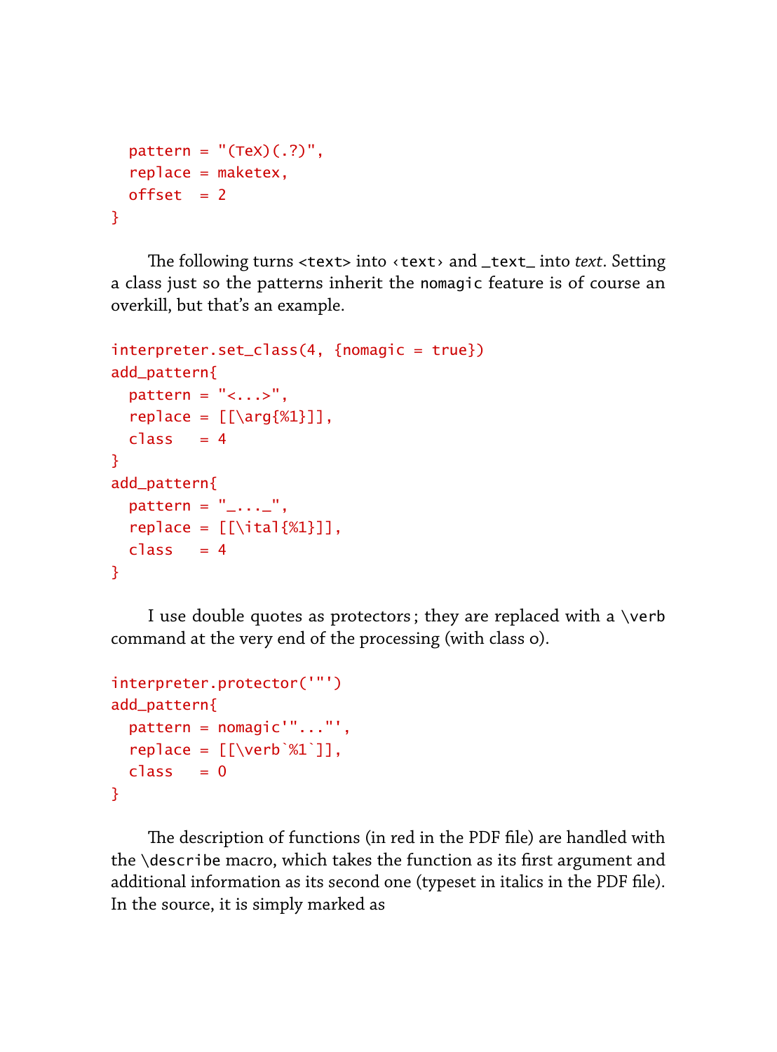```
  pattern = "(TeX)(.?)",
  replace = maketex,
  offset  = 2
}
```

The following turns <text> into ‹text› and _text_ into *text*. Setting a class just so the patterns inherit the nomagic feature is of course an overkill, but that's an example.

```
interpreter.set_class(4, {nomagic = true})
add_pattern{
  pattern = "<...>",
  replace = [[\arg{%1}]],
  class   = 4
}
add_pattern{
  pattern = "_..._",
  replace = [[\ital{%1}]],
  class   = 4
}
```

I use double quotes as protectors ; they are replaced with a \verb command at the very end of the processing (with class 0).

```
interpreter.protector('"')
add_pattern{
  pattern = nomagic'"..."',
  replace = [[\verb`%1`]],
  class   = 0
}
```

The description of functions (in red in the PDF file) are handled with the \describe macro, which takes the function as its first argument and additional information as its second one (typeset in italics in the PDF file). In the source, it is simply marked as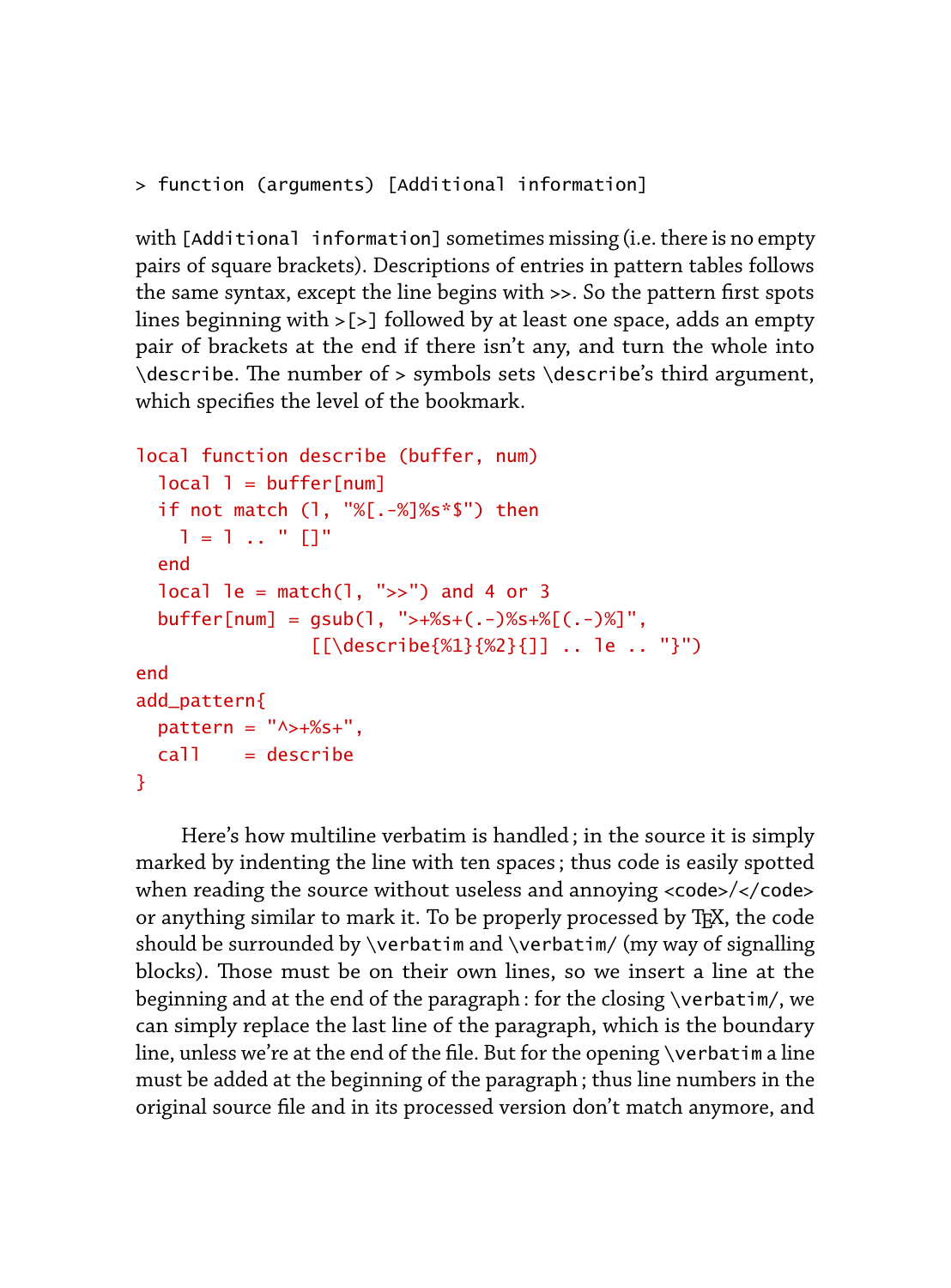```
> function (arguments) [Additional information]
```

with `[Additional information]` sometimes missing (i.e. there is no empty pairs of square brackets). Descriptions of entries in pattern tables follows the same syntax, except the line begins with `>>`. So the pattern first spots lines beginning with `>[>]` followed by at least one space, adds an empty pair of brackets at the end if there isn't any, and turn the whole into `\describe`. The number of `>` symbols sets `\describe`'s third argument, which specifies the level of the bookmark.

```
local function describe (buffer, num)
  local l = buffer[num]
  if not match (l, "%[.-%]%s*$") then
    l = l .. " []"
  end
  local le = match(l, ">>") and 4 or 3
  buffer[num] = gsub(l, ">+%s+(.-)%s+%[(.-)%]",
              [[\describe{%1}{%2}{]] .. le .. "}")
end
add_pattern{
  pattern = "^>+%s+",
  call    = describe
}
```

Here's how multiline verbatim is handled ; in the source it is simply marked by indenting the line with ten spaces ; thus code is easily spotted when reading the source without useless and annoying `<code>/</code>` or anything similar to mark it. To be properly processed by TEX, the code should be surrounded by `\verbatim` and `\verbatim/` (my way of signalling blocks). Those must be on their own lines, so we insert a line at the beginning and at the end of the paragraph : for the closing `\verbatim/`, we can simply replace the last line of the paragraph, which is the boundary line, unless we're at the end of the file. But for the opening `\verbatim` a line must be added at the beginning of the paragraph ; thus line numbers in the original source file and in its processed version don't match anymore, and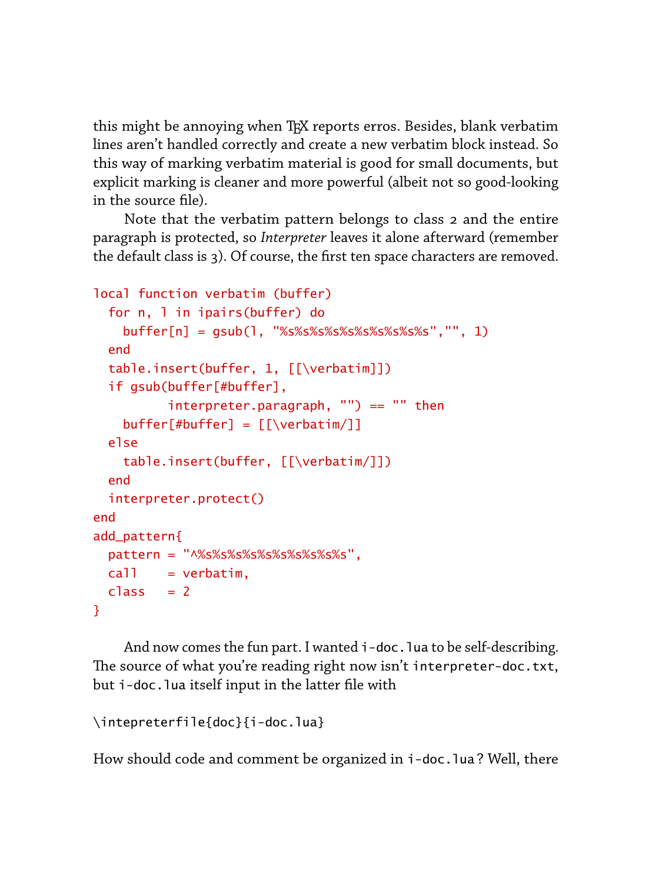this might be annoying when TeX reports erros. Besides, blank verbatim lines aren't handled correctly and create a new verbatim block instead. So this way of marking verbatim material is good for small documents, but explicit marking is cleaner and more powerful (albeit not so good-looking in the source file).

Note that the verbatim pattern belongs to class 2 and the entire paragraph is protected, so *Interpreter* leaves it alone afterward (remember the default class is 3). Of course, the first ten space characters are removed.

```
local function verbatim (buffer)
  for n, l in ipairs(buffer) do
    buffer[n] = gsub(l, "%s%s%s%s%s%s%s%s%s%s","", 1)
  end
  table.insert(buffer, 1, [[\verbatim]])
  if gsub(buffer[#buffer],
          interpreter.paragraph, "") == "" then
    buffer[#buffer] = [[\verbatim/]]
  else
    table.insert(buffer, [[\verbatim/]])
  end
  interpreter.protect()
end
add_pattern{
  pattern = "^%s%s%s%s%s%s%s%s%s%s",
  call    = verbatim,
  class   = 2
}
```

And now comes the fun part. I wanted `i-doc.lua` to be self-describing. The source of what you're reading right now isn't `interpreter-doc.txt`, but `i-doc.lua` itself input in the latter file with

```
\intepreterfile{doc}{i-doc.lua}
```

How should code and comment be organized in `i-doc.lua`? Well, there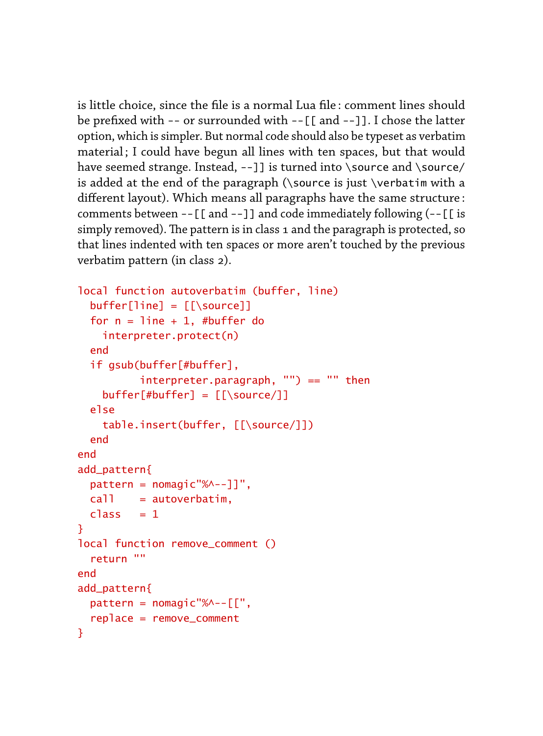is little choice, since the file is a normal Lua file : comment lines should be prefixed with `--` or surrounded with `--[[` and `--]]`. I chose the latter option, which is simpler. But normal code should also be typeset as verbatim material ; I could have begun all lines with ten spaces, but that would have seemed strange. Instead, `--]]` is turned into `\source` and `\source/` is added at the end of the paragraph (`\source` is just `\verbatim` with a different layout). Which means all paragraphs have the same structure : comments between `--[[` and `--]]` and code immediately following (`--[[` is simply removed). The pattern is in class 1 and the paragraph is protected, so that lines indented with ten spaces or more aren't touched by the previous verbatim pattern (in class 2).

```
local function autoverbatim (buffer, line)
  buffer[line] = [[\source]]
  for n = line + 1, #buffer do
    interpreter.protect(n)
  end
  if gsub(buffer[#buffer],
          interpreter.paragraph, "") == "" then
    buffer[#buffer] = [[\source/]]
  else
    table.insert(buffer, [[\source/]])
  end
end
add_pattern{
  pattern = nomagic"%^--]]",
  call    = autoverbatim,
  class   = 1
}
local function remove_comment ()
  return ""
end
add_pattern{
  pattern = nomagic"%^--[[",
  replace = remove_comment
}
```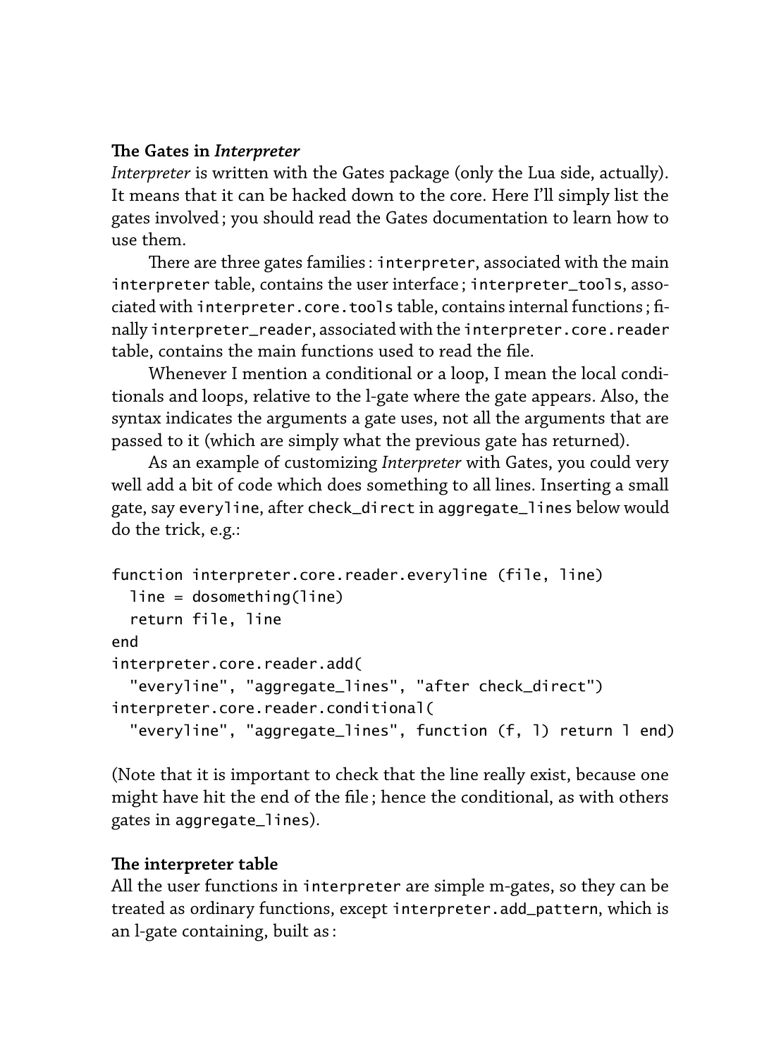**The Gates in *Interpreter***

*Interpreter* is written with the Gates package (only the Lua side, actually). It means that it can be hacked down to the core. Here I'll simply list the gates involved ; you should read the Gates documentation to learn how to use them.

There are three gates families : `interpreter`, associated with the main `interpreter` table, contains the user interface ; `interpreter_tools`, associated with `interpreter.core.tools` table, contains internal functions ; finally `interpreter_reader`, associated with the `interpreter.core.reader` table, contains the main functions used to read the file.

Whenever I mention a conditional or a loop, I mean the local conditionals and loops, relative to the l-gate where the gate appears. Also, the syntax indicates the arguments a gate uses, not all the arguments that are passed to it (which are simply what the previous gate has returned).

As an example of customizing *Interpreter* with Gates, you could very well add a bit of code which does something to all lines. Inserting a small gate, say `everyline`, after `check_direct` in `aggregate_lines` below would do the trick, e.g.:

```
function interpreter.core.reader.everyline (file, line)
  line = dosomething(line)
  return file, line
end
interpreter.core.reader.add(
  "everyline", "aggregate_lines", "after check_direct")
interpreter.core.reader.conditional(
  "everyline", "aggregate_lines", function (f, l) return l end)
```

(Note that it is important to check that the line really exist, because one might have hit the end of the file ; hence the conditional, as with others gates in `aggregate_lines`).

**The interpreter table**

All the user functions in `interpreter` are simple m-gates, so they can be treated as ordinary functions, except `interpreter.add_pattern`, which is an l-gate containing, built as :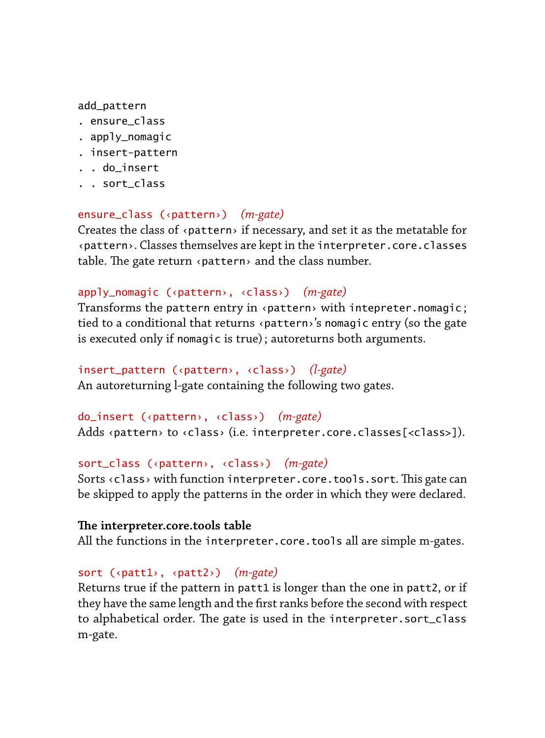```
add_pattern
. ensure_class
. apply_nomagic
. insert-pattern
. . do_insert
. . sort_class
```

`ensure_class (‹pattern›)` *(m-gate)*
Creates the class of ‹pattern› if necessary, and set it as the metatable for ‹pattern›. Classes themselves are kept in the `interpreter.core.classes` table. The gate return ‹pattern› and the class number.

`apply_nomagic (‹pattern›, ‹class›)` *(m-gate)*
Transforms the `pattern` entry in ‹pattern› with `intepreter.nomagic`; tied to a conditional that returns ‹pattern›'s `nomagic` entry (so the gate is executed only if `nomagic` is true); autoreturns both arguments.

`insert_pattern (‹pattern›, ‹class›)` *(l-gate)*
An autoreturning l-gate containing the following two gates.

`do_insert (‹pattern›, ‹class›)` *(m-gate)*
Adds ‹pattern› to ‹class› (i.e. `interpreter.core.classes[<class>]`).

`sort_class (‹pattern›, ‹class›)` *(m-gate)*
Sorts ‹class› with function `interpreter.core.tools.sort`. This gate can be skipped to apply the patterns in the order in which they were declared.

**The interpreter.core.tools table**
All the functions in the `interpreter.core.tools` all are simple m-gates.

`sort (‹patt1›, ‹patt2›)` *(m-gate)*
Returns true if the pattern in `patt1` is longer than the one in `patt2`, or if they have the same length and the first ranks before the second with respect to alphabetical order. The gate is used in the `interpreter.sort_class` m-gate.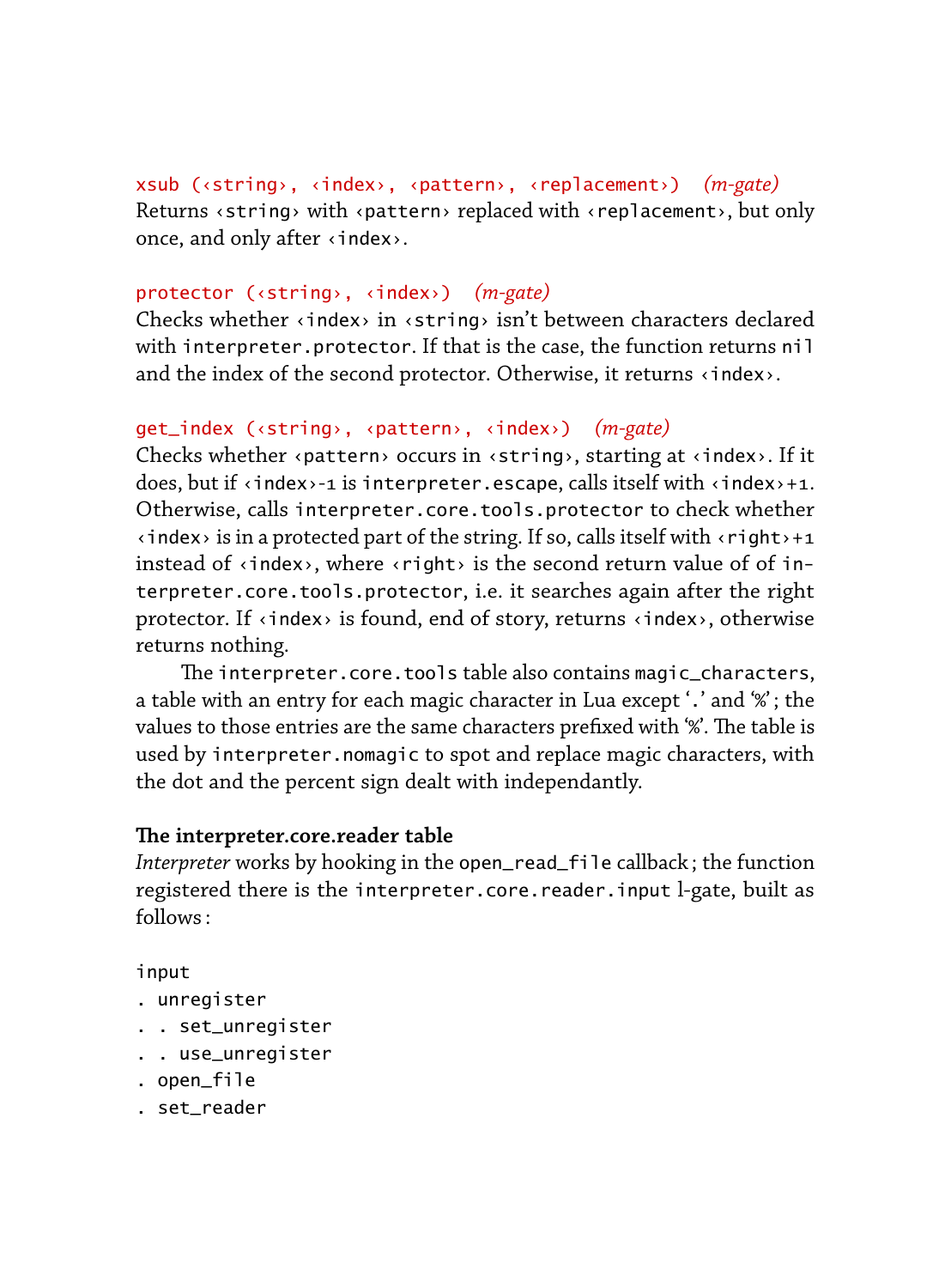`xsub (‹string›, ‹index›, ‹pattern›, ‹replacement›)` *(m-gate)*
Returns ‹string› with ‹pattern› replaced with ‹replacement›, but only once, and only after ‹index›.

`protector (‹string›, ‹index›)` *(m-gate)*
Checks whether ‹index› in ‹string› isn't between characters declared with `interpreter.protector`. If that is the case, the function returns `nil` and the index of the second protector. Otherwise, it returns ‹index›.

`get_index (‹string›, ‹pattern›, ‹index›)` *(m-gate)*
Checks whether ‹pattern› occurs in ‹string›, starting at ‹index›. If it does, but if ‹index›-1 is `interpreter.escape`, calls itself with ‹index›+1. Otherwise, calls `interpreter.core.tools.protector` to check whether ‹index› is in a protected part of the string. If so, calls itself with ‹right›+1 instead of ‹index›, where ‹right› is the second return value of of `interpreter.core.tools.protector`, i.e. it searches again after the right protector. If ‹index› is found, end of story, returns ‹index›, otherwise returns nothing.

The `interpreter.core.tools` table also contains `magic_characters`, a table with an entry for each magic character in Lua except '.' and '%'; the values to those entries are the same characters prefixed with '%'. The table is used by `interpreter.nomagic` to spot and replace magic characters, with the dot and the percent sign dealt with independantly.

**The interpreter.core.reader table**
*Interpreter* works by hooking in the `open_read_file` callback; the function registered there is the `interpreter.core.reader.input` l-gate, built as follows:

```
input
. unregister
. . set_unregister
. . use_unregister
. open_file
. set_reader
```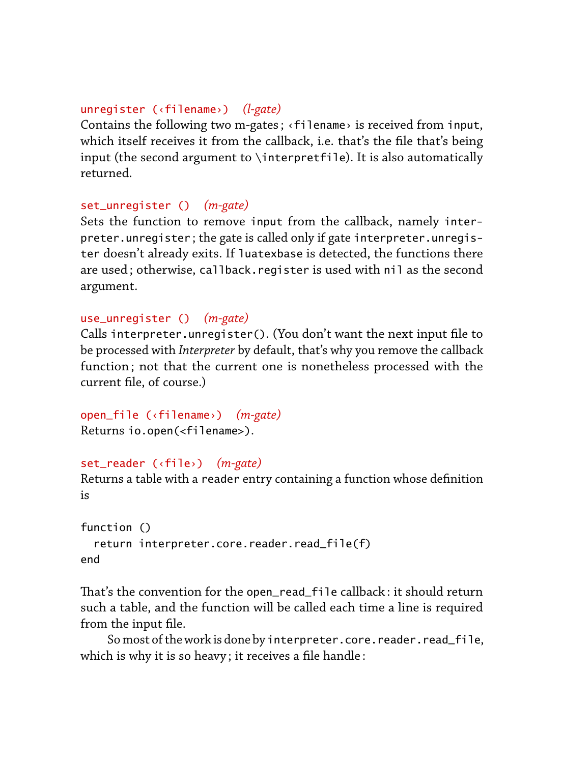`unregister (‹filename›)` *(l-gate)*
Contains the following two m-gates ; `‹filename›` is received from `input`, which itself receives it from the callback, i.e. that's the file that's being input (the second argument to `\interpretfile`). It is also automatically returned.

`set_unregister ()` *(m-gate)*
Sets the function to remove `input` from the callback, namely `interpreter.unregister` ; the gate is called only if gate `interpreter.unregister` doesn't already exits. If `luatexbase` is detected, the functions there are used ; otherwise, `callback.register` is used with `nil` as the second argument.

`use_unregister ()` *(m-gate)*
Calls `interpreter.unregister()`. (You don't want the next input file to be processed with *Interpreter* by default, that's why you remove the callback function ; not that the current one is nonetheless processed with the current file, of course.)

`open_file (‹filename›)` *(m-gate)*
Returns `io.open(<filename>)`.

`set_reader (‹file›)` *(m-gate)*
Returns a table with a `reader` entry containing a function whose definition is

```
function ()
  return interpreter.core.reader.read_file(f)
end
```

That's the convention for the `open_read_file` callback : it should return such a table, and the function will be called each time a line is required from the input file.

So most of the work is done by `interpreter.core.reader.read_file`, which is why it is so heavy ; it receives a file handle :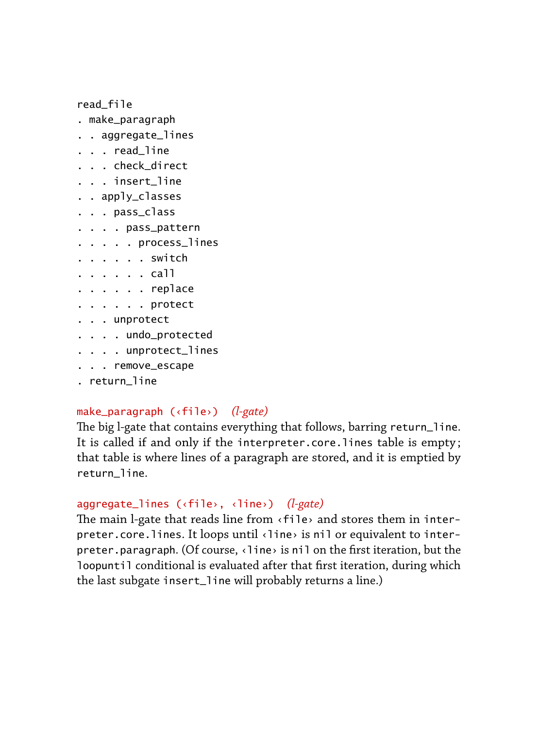```
read_file
. make_paragraph
. . aggregate_lines
. . . read_line
. . . check_direct
. . . insert_line
. . apply_classes
. . . pass_class
. . . . pass_pattern
. . . . . process_lines
. . . . . . switch
. . . . . . call
. . . . . . replace
. . . . . . protect
. . . unprotect
. . . . undo_protected
. . . . unprotect_lines
. . . remove_escape
. return_line
```

`make_paragraph (‹file›)` *(l-gate)*
The big l-gate that contains everything that follows, barring `return_line`. It is called if and only if the `interpreter.core.lines` table is empty; that table is where lines of a paragraph are stored, and it is emptied by `return_line`.

`aggregate_lines (‹file›, ‹line›)` *(l-gate)*
The main l-gate that reads line from ‹`file`› and stores them in `interpreter.core.lines`. It loops until ‹`line`› is `nil` or equivalent to `interpreter.paragraph`. (Of course, ‹`line`› is `nil` on the first iteration, but the `loopuntil` conditional is evaluated after that first iteration, during which the last subgate `insert_line` will probably returns a line.)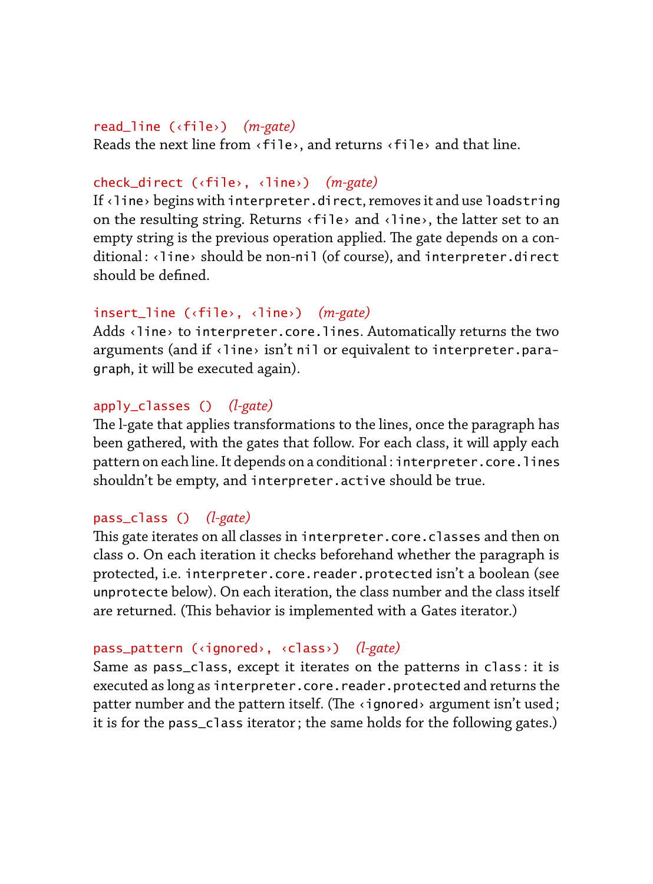`read_line (‹file›)` *(m-gate)*
Reads the next line from `‹file›`, and returns `‹file›` and that line.

`check_direct (‹file›, ‹line›)` *(m-gate)*
If `‹line›` begins with `interpreter.direct`, removes it and use `loadstring` on the resulting string. Returns `‹file›` and `‹line›`, the latter set to an empty string is the previous operation applied. The gate depends on a conditional : `‹line›` should be non-`nil` (of course), and `interpreter.direct` should be defined.

`insert_line (‹file›, ‹line›)` *(m-gate)*
Adds `‹line›` to `interpreter.core.lines`. Automatically returns the two arguments (and if `‹line›` isn't `nil` or equivalent to `interpreter.paragraph`, it will be executed again).

`apply_classes ()` *(l-gate)*
The l-gate that applies transformations to the lines, once the paragraph has been gathered, with the gates that follow. For each class, it will apply each pattern on each line. It depends on a conditional : `interpreter.core.lines` shouldn't be empty, and `interpreter.active` should be true.

`pass_class ()` *(l-gate)*
This gate iterates on all classes in `interpreter.core.classes` and then on class 0. On each iteration it checks beforehand whether the paragraph is protected, i.e. `interpreter.core.reader.protected` isn't a boolean (see `unprotecte` below). On each iteration, the class number and the class itself are returned. (This behavior is implemented with a Gates iterator.)

`pass_pattern (‹ignored›, ‹class›)` *(l-gate)*
Same as `pass_class`, except it iterates on the patterns in `class`: it is executed as long as `interpreter.core.reader.protected` and returns the patter number and the pattern itself. (The `‹ignored›` argument isn't used ; it is for the `pass_class` iterator ; the same holds for the following gates.)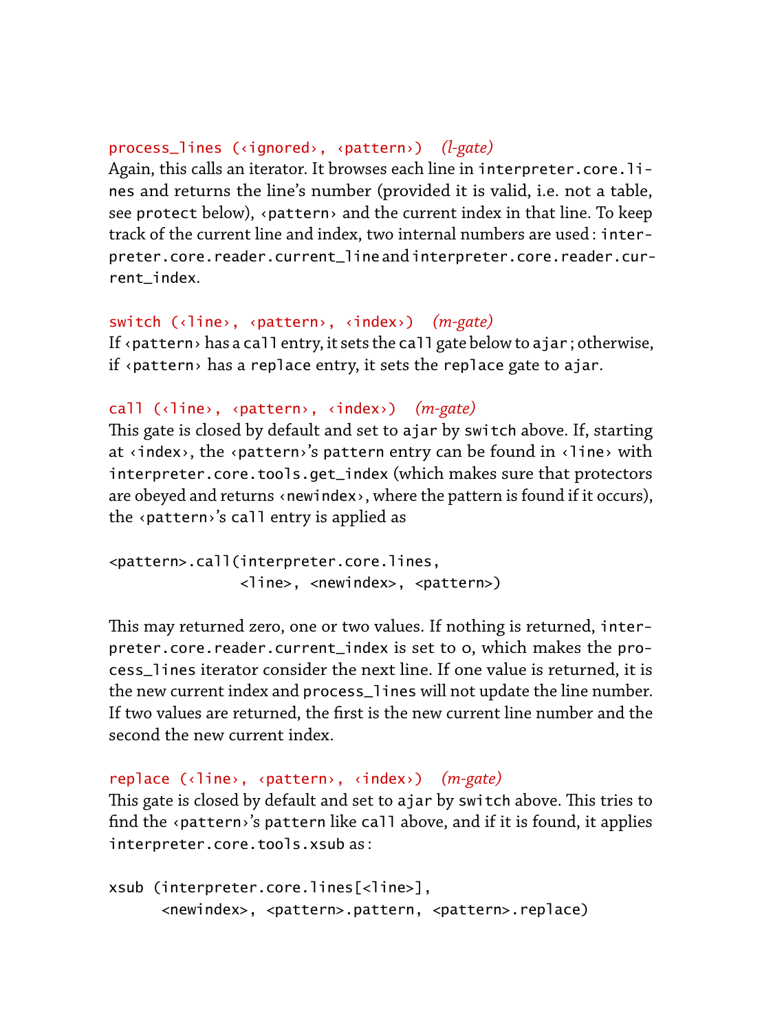`process_lines (‹ignored›, ‹pattern›)` *(l-gate)*
Again, this calls an iterator. It browses each line in `interpreter.core.lines` and returns the line's number (provided it is valid, i.e. not a table, see `protect` below), `‹pattern›` and the current index in that line. To keep track of the current line and index, two internal numbers are used: `interpreter.core.reader.current_line` and `interpreter.core.reader.current_index`.

`switch (‹line›, ‹pattern›, ‹index›)` *(m-gate)*
If `‹pattern›` has a `call` entry, it sets the `call` gate below to `ajar`; otherwise, if `‹pattern›` has a `replace` entry, it sets the `replace` gate to `ajar`.

`call (‹line›, ‹pattern›, ‹index›)` *(m-gate)*
This gate is closed by default and set to `ajar` by `switch` above. If, starting at `‹index›`, the `‹pattern›`'s `pattern` entry can be found in `‹line›` with `interpreter.core.tools.get_index` (which makes sure that protectors are obeyed and returns `‹newindex›`, where the pattern is found if it occurs), the `‹pattern›`'s `call` entry is applied as

```
<pattern>.call(interpreter.core.lines,
               <line>, <newindex>, <pattern>)
```

This may returned zero, one or two values. If nothing is returned, `interpreter.core.reader.current_index` is set to 0, which makes the `process_lines` iterator consider the next line. If one value is returned, it is the new current index and `process_lines` will not update the line number. If two values are returned, the first is the new current line number and the second the new current index.

`replace (‹line›, ‹pattern›, ‹index›)` *(m-gate)*
This gate is closed by default and set to `ajar` by `switch` above. This tries to find the `‹pattern›`'s `pattern` like `call` above, and if it is found, it applies `interpreter.core.tools.xsub` as:

```
xsub (interpreter.core.lines[<line>],
      <newindex>, <pattern>.pattern, <pattern>.replace)
```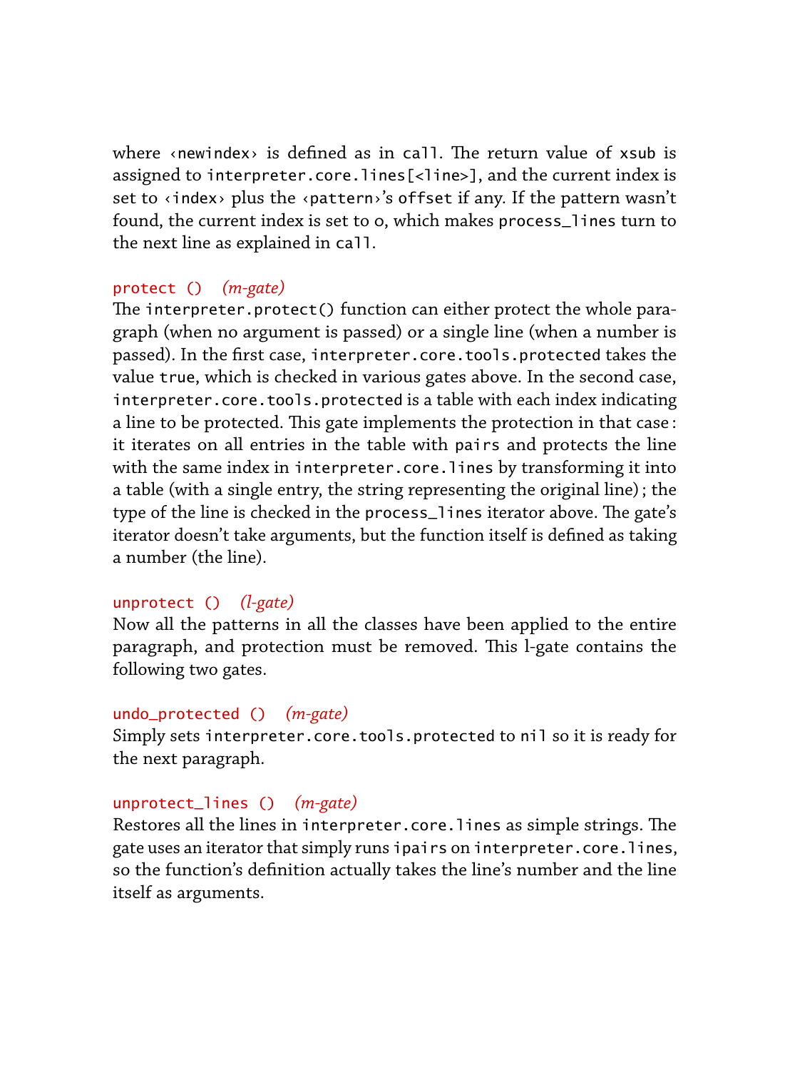where ‹newindex› is defined as in `call`. The return value of `xsub` is assigned to `interpreter.core.lines[<line>]`, and the current index is set to ‹index› plus the ‹pattern›'s `offset` if any. If the pattern wasn't found, the current index is set to 0, which makes `process_lines` turn to the next line as explained in `call`.

`protect ()` *(m-gate)*
The `interpreter.protect()` function can either protect the whole paragraph (when no argument is passed) or a single line (when a number is passed). In the first case, `interpreter.core.tools.protected` takes the value `true`, which is checked in various gates above. In the second case, `interpreter.core.tools.protected` is a table with each index indicating a line to be protected. This gate implements the protection in that case: it iterates on all entries in the table with `pairs` and protects the line with the same index in `interpreter.core.lines` by transforming it into a table (with a single entry, the string representing the original line); the type of the line is checked in the `process_lines` iterator above. The gate's iterator doesn't take arguments, but the function itself is defined as taking a number (the line).

`unprotect ()` *(l-gate)*
Now all the patterns in all the classes have been applied to the entire paragraph, and protection must be removed. This l-gate contains the following two gates.

`undo_protected ()` *(m-gate)*
Simply sets `interpreter.core.tools.protected` to `nil` so it is ready for the next paragraph.

`unprotect_lines ()` *(m-gate)*
Restores all the lines in `interpreter.core.lines` as simple strings. The gate uses an iterator that simply runs `ipairs` on `interpreter.core.lines`, so the function's definition actually takes the line's number and the line itself as arguments.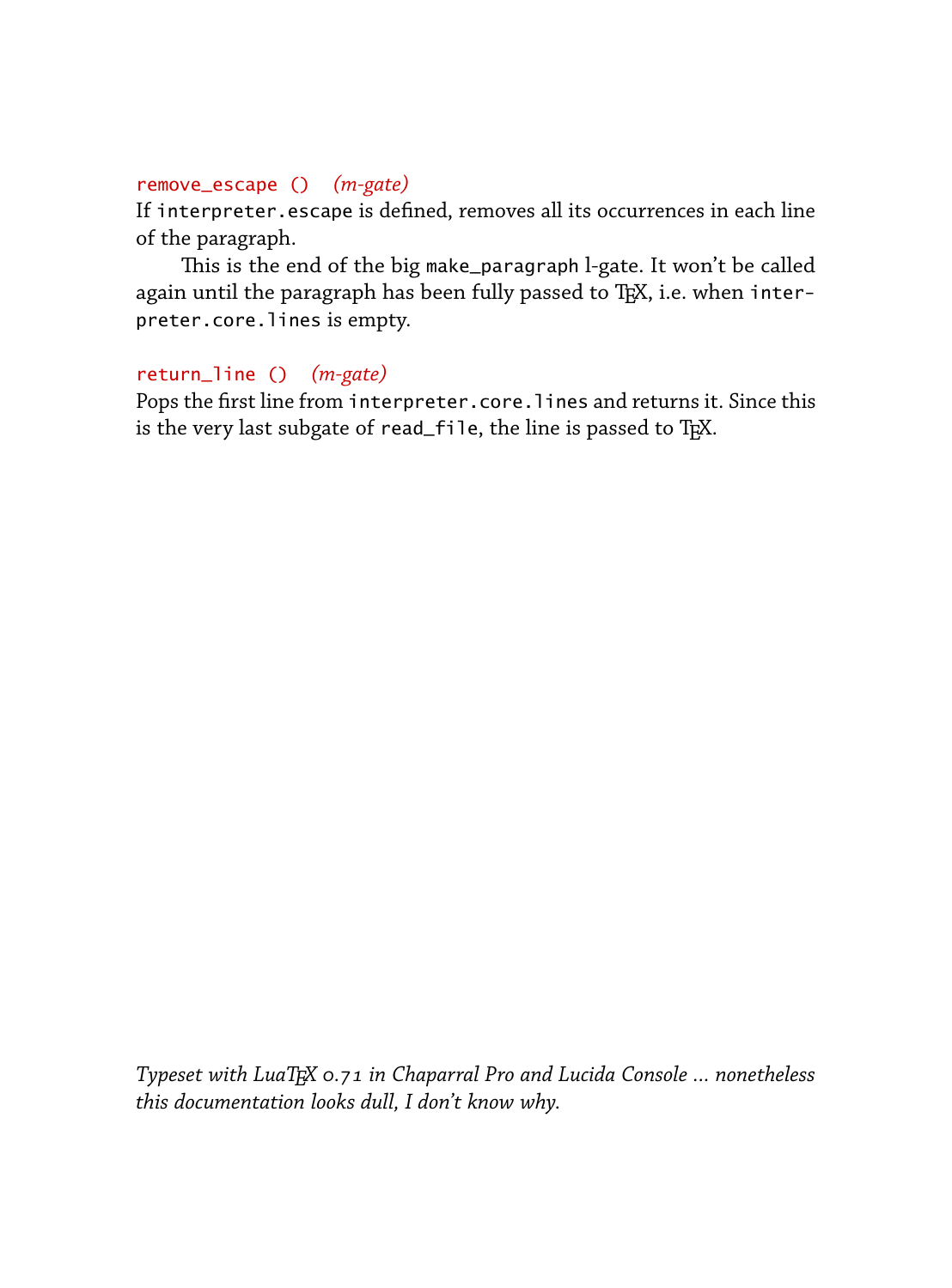`remove_escape ()` *(m-gate)*
If `interpreter.escape` is defined, removes all its occurrences in each line of the paragraph.

This is the end of the big `make_paragraph` l-gate. It won't be called again until the paragraph has been fully passed to TeX, i.e. when `interpreter.core.lines` is empty.

`return_line ()` *(m-gate)*
Pops the first line from `interpreter.core.lines` and returns it. Since this is the very last subgate of `read_file`, the line is passed to TeX.

*Typeset with LuaTeX 0.71 in Chaparral Pro and Lucida Console ... nonetheless this documentation looks dull, I don't know why.*